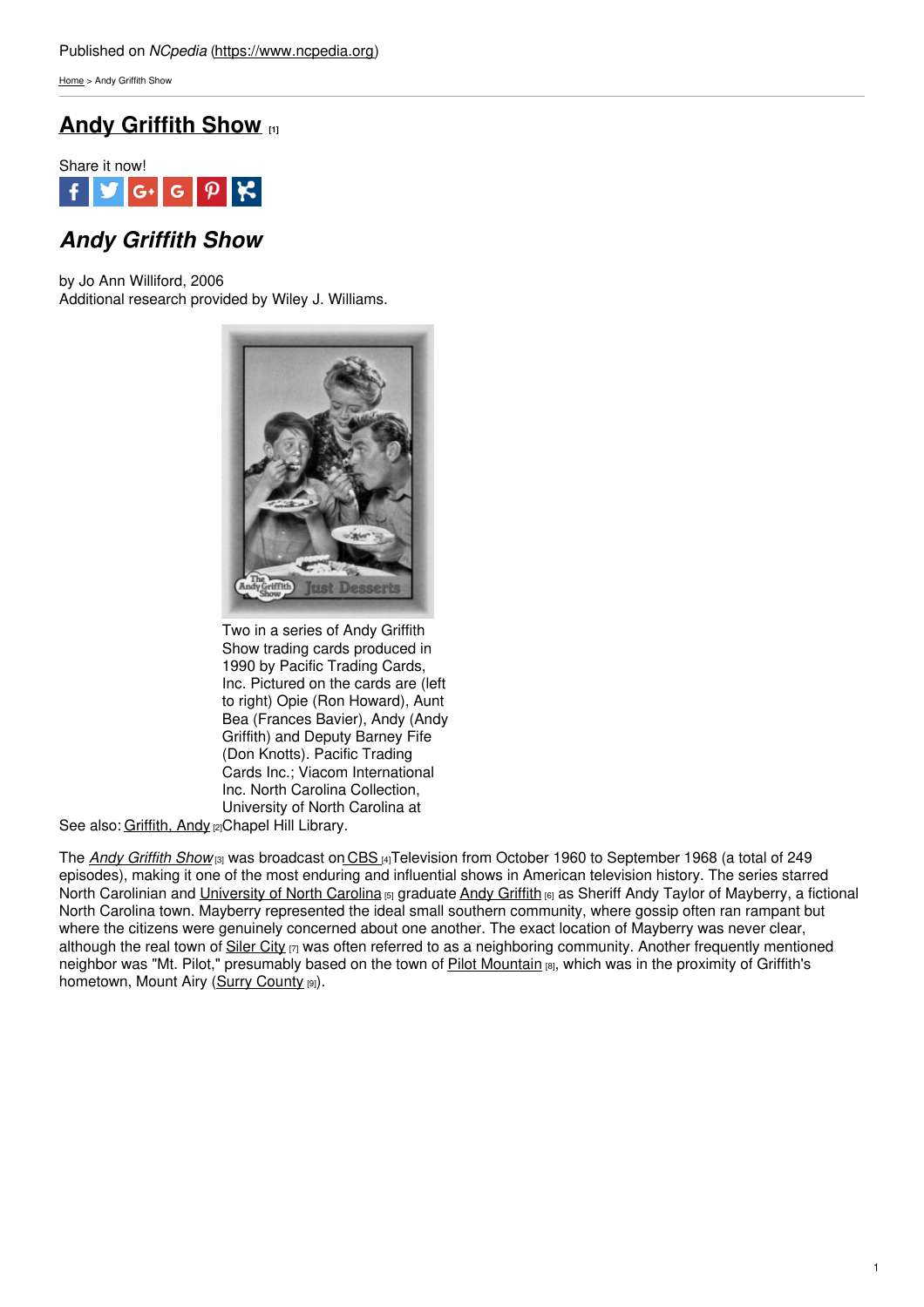Published on *NCpedia* (https://www.ncpedia.org)

Home > Andy Griffith Show

# Andy Griffith Show [1]

Share it now!

## *Andy Griffith Show*

by Jo Ann Williford, 2006
Additional research provided by Wiley J. Williams.

Two in a series of Andy Griffith Show trading cards produced in 1990 by Pacific Trading Cards, Inc. Pictured on the cards are (left to right) Opie (Ron Howard), Aunt Bea (Frances Bavier), Andy (Andy Griffith) and Deputy Barney Fife (Don Knotts). Pacific Trading Cards Inc.; Viacom International Inc. North Carolina Collection, University of North Carolina at Chapel Hill Library.

See also: Griffith, Andy [2]

The *Andy Griffith Show* [3] was broadcast on CBS [4] Television from October 1960 to September 1968 (a total of 249 episodes), making it one of the most enduring and influential shows in American television history. The series starred North Carolinian and University of North Carolina [5] graduate Andy Griffith [6] as Sheriff Andy Taylor of Mayberry, a fictional North Carolina town. Mayberry represented the ideal small southern community, where gossip often ran rampant but where the citizens were genuinely concerned about one another. The exact location of Mayberry was never clear, although the real town of Siler City [7] was often referred to as a neighboring community. Another frequently mentioned neighbor was "Mt. Pilot," presumably based on the town of Pilot Mountain [8], which was in the proximity of Griffith's hometown, Mount Airy (Surry County [9]).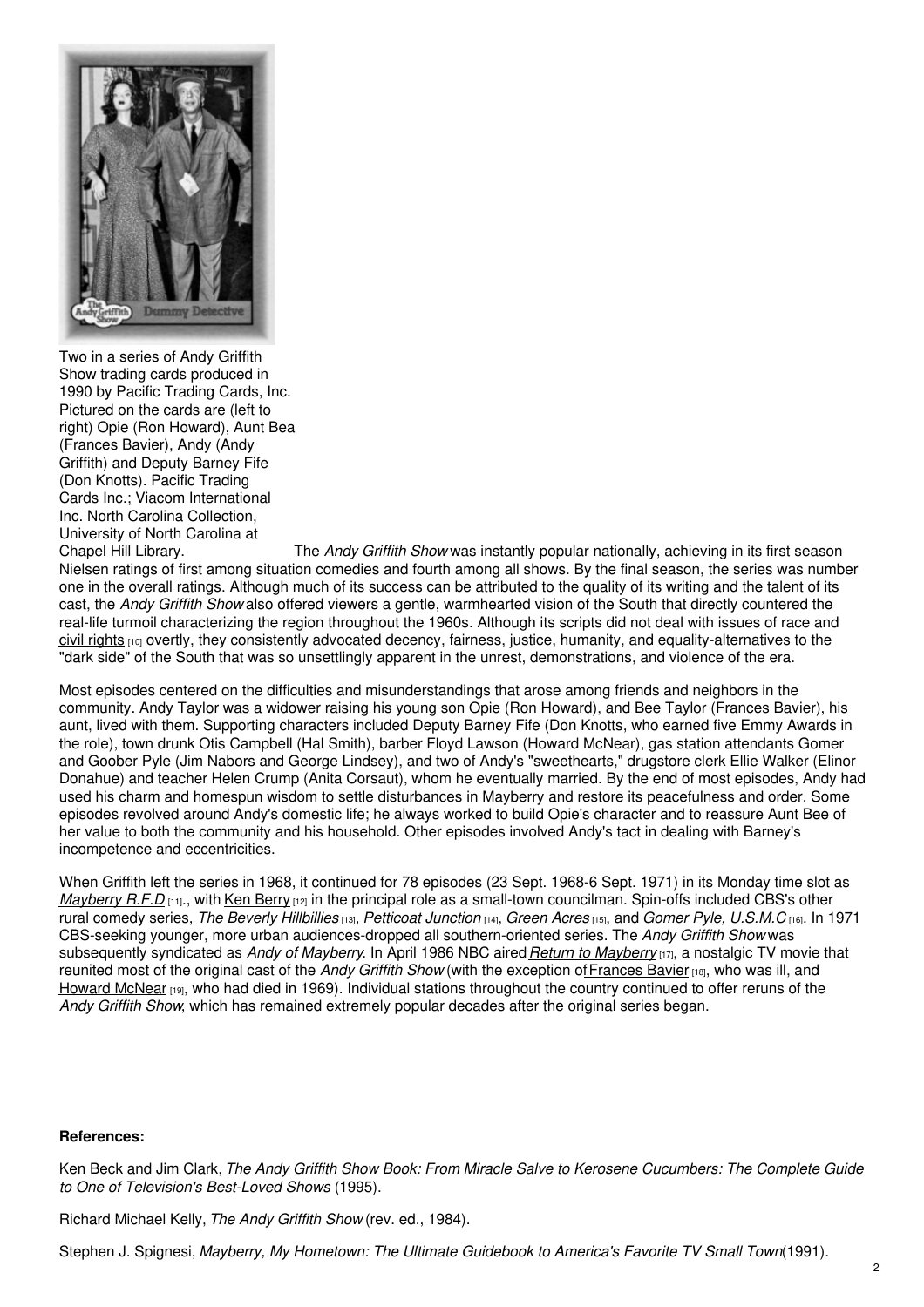Two in a series of Andy Griffith Show trading cards produced in 1990 by Pacific Trading Cards, Inc. Pictured on the cards are (left to right) Opie (Ron Howard), Aunt Bea (Frances Bavier), Andy (Andy Griffith) and Deputy Barney Fife (Don Knotts). Pacific Trading Cards Inc.; Viacom International Inc. North Carolina Collection, University of North Carolina at Chapel Hill Library.

The *Andy Griffith Show* was instantly popular nationally, achieving in its first season Nielsen ratings of first among situation comedies and fourth among all shows. By the final season, the series was number one in the overall ratings. Although much of its success can be attributed to the quality of its writing and the talent of its cast, the *Andy Griffith Show* also offered viewers a gentle, warmhearted vision of the South that directly countered the real-life turmoil characterizing the region throughout the 1960s. Although its scripts did not deal with issues of race and civil rights [10] overtly, they consistently advocated decency, fairness, justice, humanity, and equality-alternatives to the "dark side" of the South that was so unsettlingly apparent in the unrest, demonstrations, and violence of the era.

Most episodes centered on the difficulties and misunderstandings that arose among friends and neighbors in the community. Andy Taylor was a widower raising his young son Opie (Ron Howard), and Bee Taylor (Frances Bavier), his aunt, lived with them. Supporting characters included Deputy Barney Fife (Don Knotts, who earned five Emmy Awards in the role), town drunk Otis Campbell (Hal Smith), barber Floyd Lawson (Howard McNear), gas station attendants Gomer and Goober Pyle (Jim Nabors and George Lindsey), and two of Andy's "sweethearts," drugstore clerk Ellie Walker (Elinor Donahue) and teacher Helen Crump (Anita Corsaut), whom he eventually married. By the end of most episodes, Andy had used his charm and homespun wisdom to settle disturbances in Mayberry and restore its peacefulness and order. Some episodes revolved around Andy's domestic life; he always worked to build Opie's character and to reassure Aunt Bee of her value to both the community and his household. Other episodes involved Andy's tact in dealing with Barney's incompetence and eccentricities.

When Griffith left the series in 1968, it continued for 78 episodes (23 Sept. 1968-6 Sept. 1971) in its Monday time slot as *Mayberry R.F.D* [11]., with Ken Berry [12] in the principal role as a small-town councilman. Spin-offs included CBS's other rural comedy series, *The Beverly Hillbillies* [13], *Petticoat Junction* [14], *Green Acres* [15], and *Gomer Pyle, U.S.M.C* [16]. In 1971 CBS-seeking younger, more urban audiences-dropped all southern-oriented series. The *Andy Griffith Show* was subsequently syndicated as *Andy of Mayberry*. In April 1986 NBC aired *Return to Mayberry* [17], a nostalgic TV movie that reunited most of the original cast of the *Andy Griffith Show* (with the exception of Frances Bavier [18], who was ill, and Howard McNear [19], who had died in 1969). Individual stations throughout the country continued to offer reruns of the *Andy Griffith Show*, which has remained extremely popular decades after the original series began.

**References:**

Ken Beck and Jim Clark, *The Andy Griffith Show Book: From Miracle Salve to Kerosene Cucumbers: The Complete Guide to One of Television's Best-Loved Shows* (1995).

Richard Michael Kelly, *The Andy Griffith Show* (rev. ed., 1984).

Stephen J. Spignesi, *Mayberry, My Hometown: The Ultimate Guidebook to America's Favorite TV Small Town*(1991).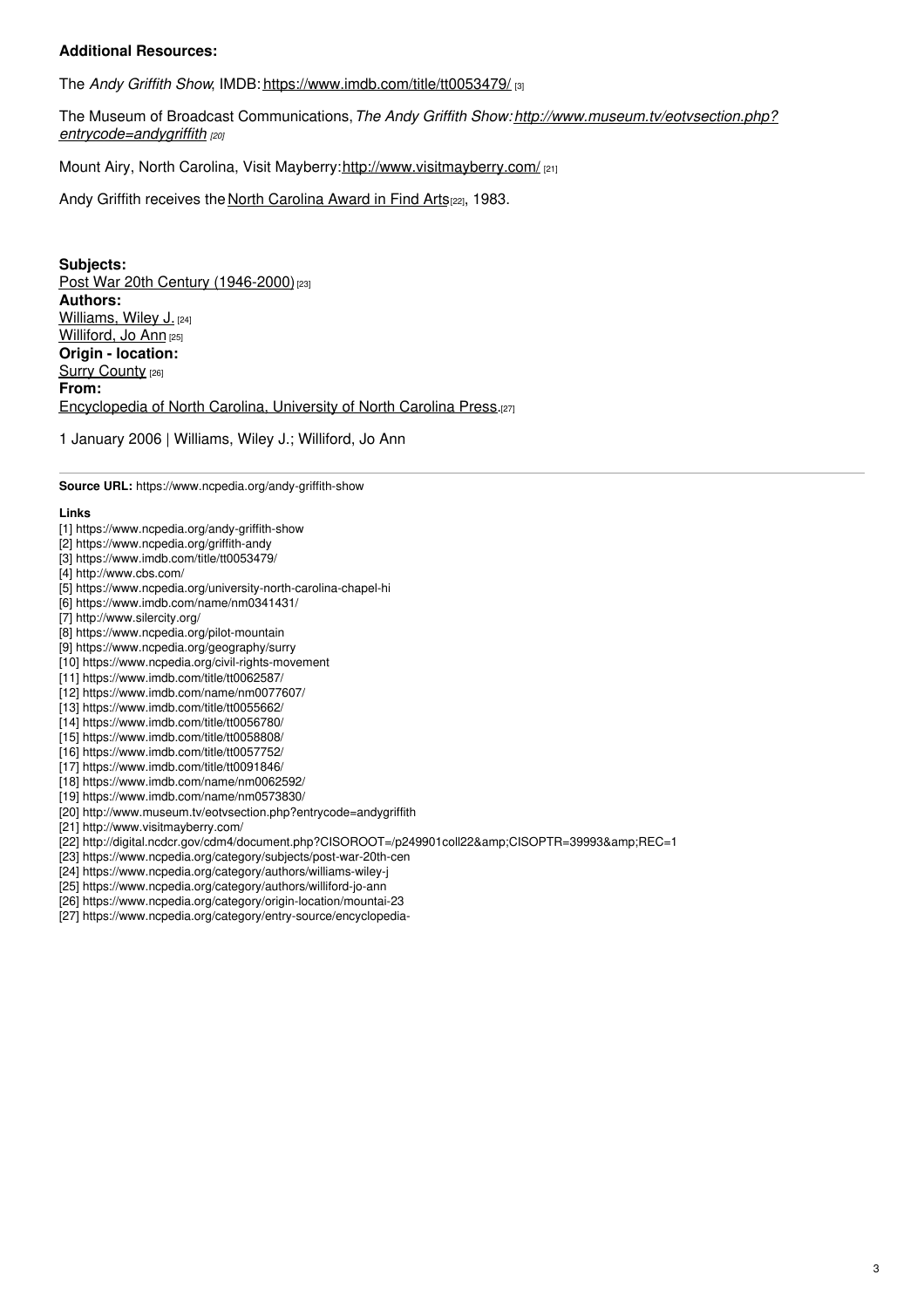**Additional Resources:**

The *Andy Griffith Show*, IMDB: https://www.imdb.com/title/tt0053479/ [3]

The Museum of Broadcast Communications, *The Andy Griffith Show: http://www.museum.tv/eotvsection.php?entrycode=andygriffith [20]*

Mount Airy, North Carolina, Visit Mayberry: http://www.visitmayberry.com/ [21]

Andy Griffith receives the North Carolina Award in Find Arts [22], 1983.

**Subjects:**
Post War 20th Century (1946-2000) [23]
**Authors:**
Williams, Wiley J. [24]
Williford, Jo Ann [25]
**Origin - location:**
Surry County [26]
**From:**
Encyclopedia of North Carolina, University of North Carolina Press. [27]

1 January 2006 | Williams, Wiley J.; Williford, Jo Ann

---

**Source URL:** https://www.ncpedia.org/andy-griffith-show

**Links**

[1] https://www.ncpedia.org/andy-griffith-show
[2] https://www.ncpedia.org/griffith-andy
[3] https://www.imdb.com/title/tt0053479/
[4] http://www.cbs.com/
[5] https://www.ncpedia.org/university-north-carolina-chapel-hi
[6] https://www.imdb.com/name/nm0341431/
[7] http://www.silercity.org/
[8] https://www.ncpedia.org/pilot-mountain
[9] https://www.ncpedia.org/geography/surry
[10] https://www.ncpedia.org/civil-rights-movement
[11] https://www.imdb.com/title/tt0062587/
[12] https://www.imdb.com/name/nm0077607/
[13] https://www.imdb.com/title/tt0055662/
[14] https://www.imdb.com/title/tt0056780/
[15] https://www.imdb.com/title/tt0058808/
[16] https://www.imdb.com/title/tt0057752/
[17] https://www.imdb.com/title/tt0091846/
[18] https://www.imdb.com/name/nm0062592/
[19] https://www.imdb.com/name/nm0573830/
[20] http://www.museum.tv/eotvsection.php?entrycode=andygriffith
[21] http://www.visitmayberry.com/
[22] http://digital.ncdcr.gov/cdm4/document.php?CISOROOT=/p249901coll22&amp;CISOPTR=39993&amp;REC=1
[23] https://www.ncpedia.org/category/subjects/post-war-20th-cen
[24] https://www.ncpedia.org/category/authors/williams-wiley-j
[25] https://www.ncpedia.org/category/authors/williford-jo-ann
[26] https://www.ncpedia.org/category/origin-location/mountai-23
[27] https://www.ncpedia.org/category/entry-source/encyclopedia-